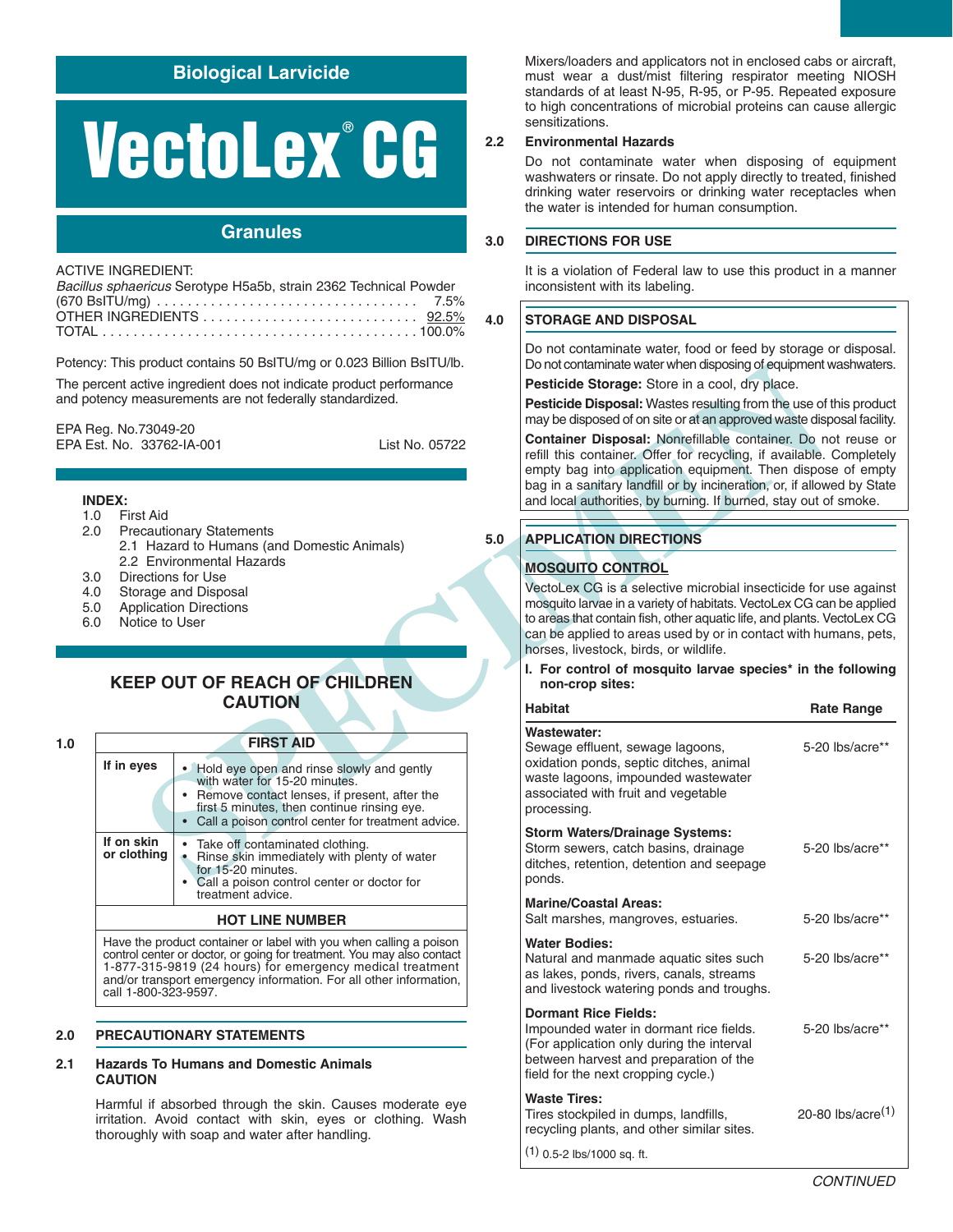**Biological Larvicide**

# VectoLex® CG

**Granules**

ACTIVE INGREDIENT:
*Bacillus sphaericus* Serotype H5a5b, strain 2362 Technical Powder (670 BsITU/mg) .................................. 7.5%
OTHER INGREDIENTS ............................ 92.5%
TOTAL ........................................ 100.0%

Potency: This product contains 50 BsITU/mg or 0.023 Billion BsITU/lb.

The percent active ingredient does not indicate product performance and potency measurements are not federally standardized.

EPA Reg. No.73049-20
EPA Est. No. 33762-IA-001 List No. 05722

**INDEX:**

- 1.0 First Aid
- 2.0 Precautionary Statements
  - 2.1 Hazard to Humans (and Domestic Animals)
  - 2.2 Environmental Hazards
- 3.0 Directions for Use
- 4.0 Storage and Disposal
- 5.0 Application Directions
- 6.0 Notice to User

**KEEP OUT OF REACH OF CHILDREN**
**CAUTION**

## 1.0 FIRST AID

| | |
|---|---|
| **If in eyes** | • Hold eye open and rinse slowly and gently with water for 15-20 minutes.<br>• Remove contact lenses, if present, after the first 5 minutes, then continue rinsing eye.<br>• Call a poison control center for treatment advice. |
| **If on skin or clothing** | • Take off contaminated clothing.<br>• Rinse skin immediately with plenty of water for 15-20 minutes.<br>• Call a poison control center or doctor for treatment advice. |

**HOT LINE NUMBER**

Have the product container or label with you when calling a poison control center or doctor, or going for treatment. You may also contact 1-877-315-9819 (24 hours) for emergency medical treatment and/or transport emergency information. For all other information, call 1-800-323-9597.

## 2.0 PRECAUTIONARY STATEMENTS

### 2.1 Hazards To Humans and Domestic Animals
**CAUTION**

Harmful if absorbed through the skin. Causes moderate eye irritation. Avoid contact with skin, eyes or clothing. Wash thoroughly with soap and water after handling.

Mixers/loaders and applicators not in enclosed cabs or aircraft, must wear a dust/mist filtering respirator meeting NIOSH standards of at least N-95, R-95, or P-95. Repeated exposure to high concentrations of microbial proteins can cause allergic sensitizations.

### 2.2 Environmental Hazards

Do not contaminate water when disposing of equipment washwaters or rinsate. Do not apply directly to treated, finished drinking water reservoirs or drinking water receptacles when the water is intended for human consumption.

## 3.0 DIRECTIONS FOR USE

It is a violation of Federal law to use this product in a manner inconsistent with its labeling.

## 4.0 STORAGE AND DISPOSAL

Do not contaminate water, food or feed by storage or disposal. Do not contaminate water when disposing of equipment washwaters.

**Pesticide Storage:** Store in a cool, dry place.

**Pesticide Disposal:** Wastes resulting from the use of this product may be disposed of on site or at an approved waste disposal facility.

**Container Disposal:** Nonrefillable container. Do not reuse or refill this container. Offer for recycling, if available. Completely empty bag into application equipment. Then dispose of empty bag in a sanitary landfill or by incineration, or, if allowed by State and local authorities, by burning. If burned, stay out of smoke.

## 5.0 APPLICATION DIRECTIONS

**MOSQUITO CONTROL**

VectoLex CG is a selective microbial insecticide for use against mosquito larvae in a variety of habitats. VectoLex CG can be applied to areas that contain fish, other aquatic life, and plants. VectoLex CG can be applied to areas used by or in contact with humans, pets, horses, livestock, birds, or wildlife.

**I. For control of mosquito larvae species\* in the following non-crop sites:**

| Habitat | Rate Range |
|---|---|
| **Wastewater:**<br>Sewage effluent, sewage lagoons, oxidation ponds, septic ditches, animal waste lagoons, impounded wastewater associated with fruit and vegetable processing. | 5-20 lbs/acre** |
| **Storm Waters/Drainage Systems:**<br>Storm sewers, catch basins, drainage ditches, retention, detention and seepage ponds. | 5-20 lbs/acre** |
| **Marine/Coastal Areas:**<br>Salt marshes, mangroves, estuaries. | 5-20 lbs/acre** |
| **Water Bodies:**<br>Natural and manmade aquatic sites such as lakes, ponds, rivers, canals, streams and livestock watering ponds and troughs. | 5-20 lbs/acre** |
| **Dormant Rice Fields:**<br>Impounded water in dormant rice fields. (For application only during the interval between harvest and preparation of the field for the next cropping cycle.) | 5-20 lbs/acre** |
| **Waste Tires:**<br>Tires stockpiled in dumps, landfills, recycling plants, and other similar sites. | 20-80 lbs/acre(1) |

(1) 0.5-2 lbs/1000 sq. ft.

*CONTINUED*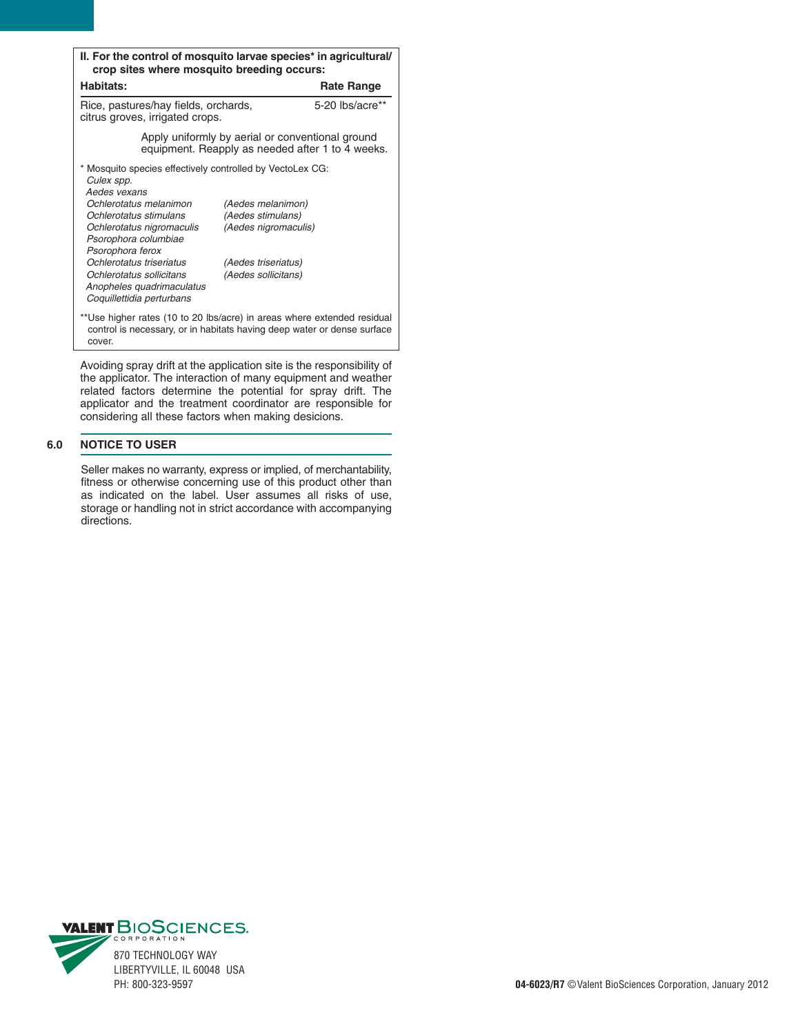**II. For the control of mosquito larvae species* in agricultural/ crop sites where mosquito breeding occurs:**

| Habitats: | Rate Range |
|---|---|
| Rice, pastures/hay fields, orchards, citrus groves, irrigated crops. | 5-20 lbs/acre** |

Apply uniformly by aerial or conventional ground equipment. Reapply as needed after 1 to 4 weeks.

\* Mosquito species effectively controlled by VectoLex CG:

| | |
|---|---|
| *Culex spp.* | |
| *Aedes vexans* | |
| *Ochlerotatus melanimon* | *(Aedes melanimon)* |
| *Ochlerotatus stimulans* | *(Aedes stimulans)* |
| *Ochlerotatus nigromaculis* | *(Aedes nigromaculis)* |
| *Psorophora columbiae* | |
| *Psorophora ferox* | |
| *Ochlerotatus triseriatus* | *(Aedes triseriatus)* |
| *Ochlerotatus sollicitans* | *(Aedes sollicitans)* |
| *Anopheles quadrimaculatus* | |
| *Coquillettidia perturbans* | |

\**Use higher rates (10 to 20 lbs/acre) in areas where extended residual control is necessary, or in habitats having deep water or dense surface cover.

Avoiding spray drift at the application site is the responsibility of the applicator. The interaction of many equipment and weather related factors determine the potential for spray drift. The applicator and the treatment coordinator are responsible for considering all these factors when making desicions.

## 6.0 NOTICE TO USER

Seller makes no warranty, express or implied, of merchantability, fitness or otherwise concerning use of this product other than as indicated on the label. User assumes all risks of use, storage or handling not in strict accordance with accompanying directions.

VALENT BIOSCIENCES CORPORATION
870 TECHNOLOGY WAY
LIBERTYVILLE, IL 60048 USA
PH: 800-323-9597

**04-6023/R7** ©Valent BioSciences Corporation, January 2012